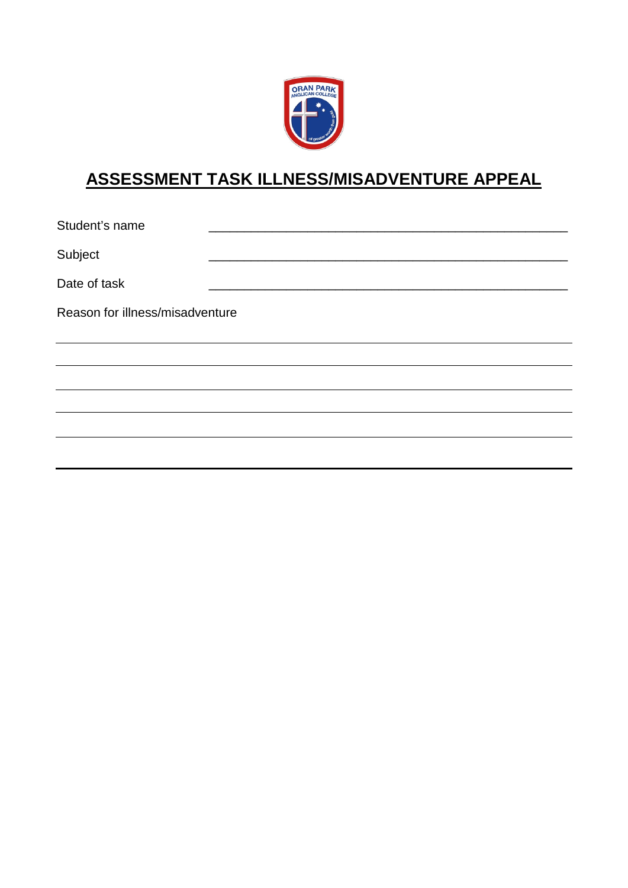# ASSESSMENT TASK ILLNESS/MISADVENTURE APPEAL

Student's name ______________________________________________

Subject ______________________________________________

Date of task ______________________________________________

Reason for illness/misadventure

______________________________________________________________________

______________________________________________________________________

______________________________________________________________________

______________________________________________________________________

______________________________________________________________________

______________________________________________________________________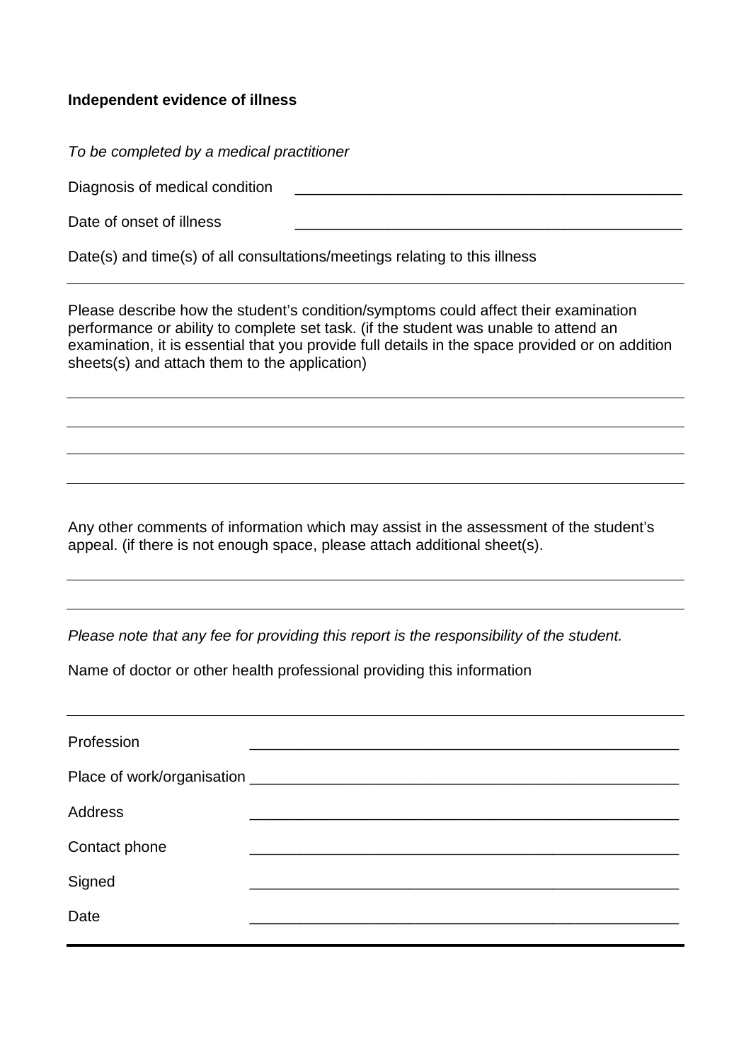**Independent evidence of illness**

*To be completed by a medical practitioner*

Diagnosis of medical condition ______________________________________________

Date of onset of illness ______________________________________________

Date(s) and time(s) of all consultations/meetings relating to this illness

---

Please describe how the student's condition/symptoms could affect their examination performance or ability to complete set task. (if the student was unable to attend an examination, it is essential that you provide full details in the space provided or on addition sheets(s) and attach them to the application)

---

---

---

---

Any other comments of information which may assist in the assessment of the student's appeal. (if there is not enough space, please attach additional sheet(s).

---

---

*Please note that any fee for providing this report is the responsibility of the student.*

Name of doctor or other health professional providing this information

---

Profession ______________________________________________

Place of work/organisation ______________________________________________

Address ______________________________________________

Contact phone ______________________________________________

Signed ______________________________________________

Date ______________________________________________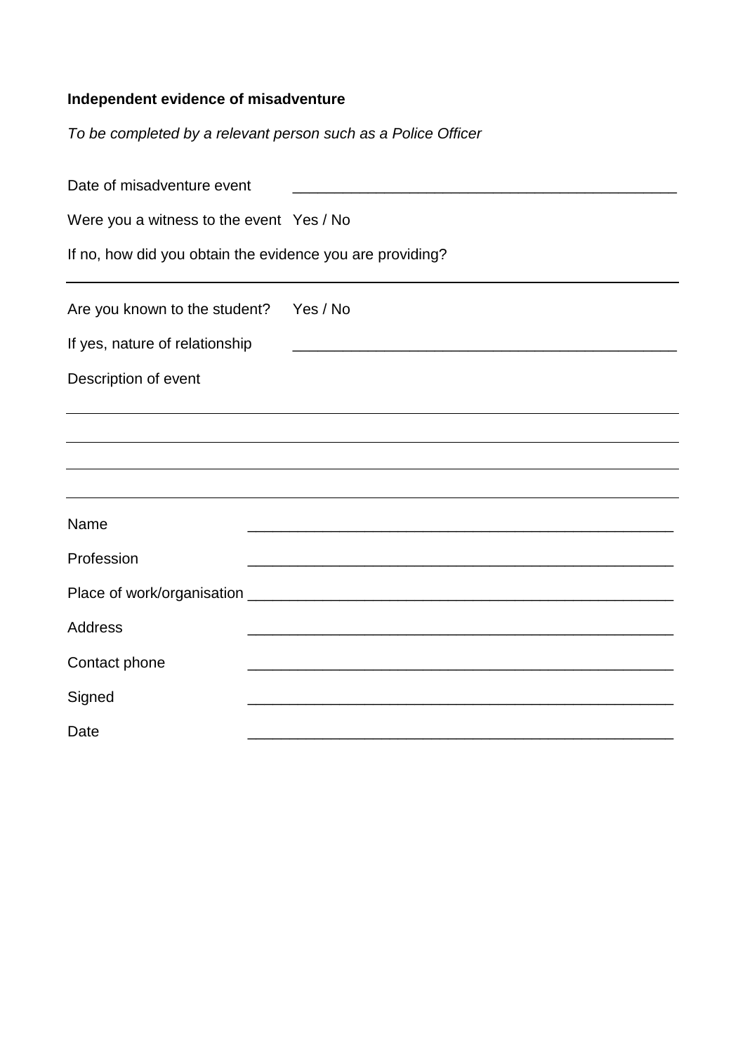**Independent evidence of misadventure**

*To be completed by a relevant person such as a Police Officer*

Date of misadventure event ______________________________________________

Were you a witness to the event Yes / No

If no, how did you obtain the evidence you are providing?

---

Are you known to the student? Yes / No

If yes, nature of relationship ______________________________________________

Description of event

---

---

---

---

Name ______________________________________________

Profession ______________________________________________

Place of work/organisation ______________________________________________

Address ______________________________________________

Contact phone ______________________________________________

Signed ______________________________________________

Date ______________________________________________